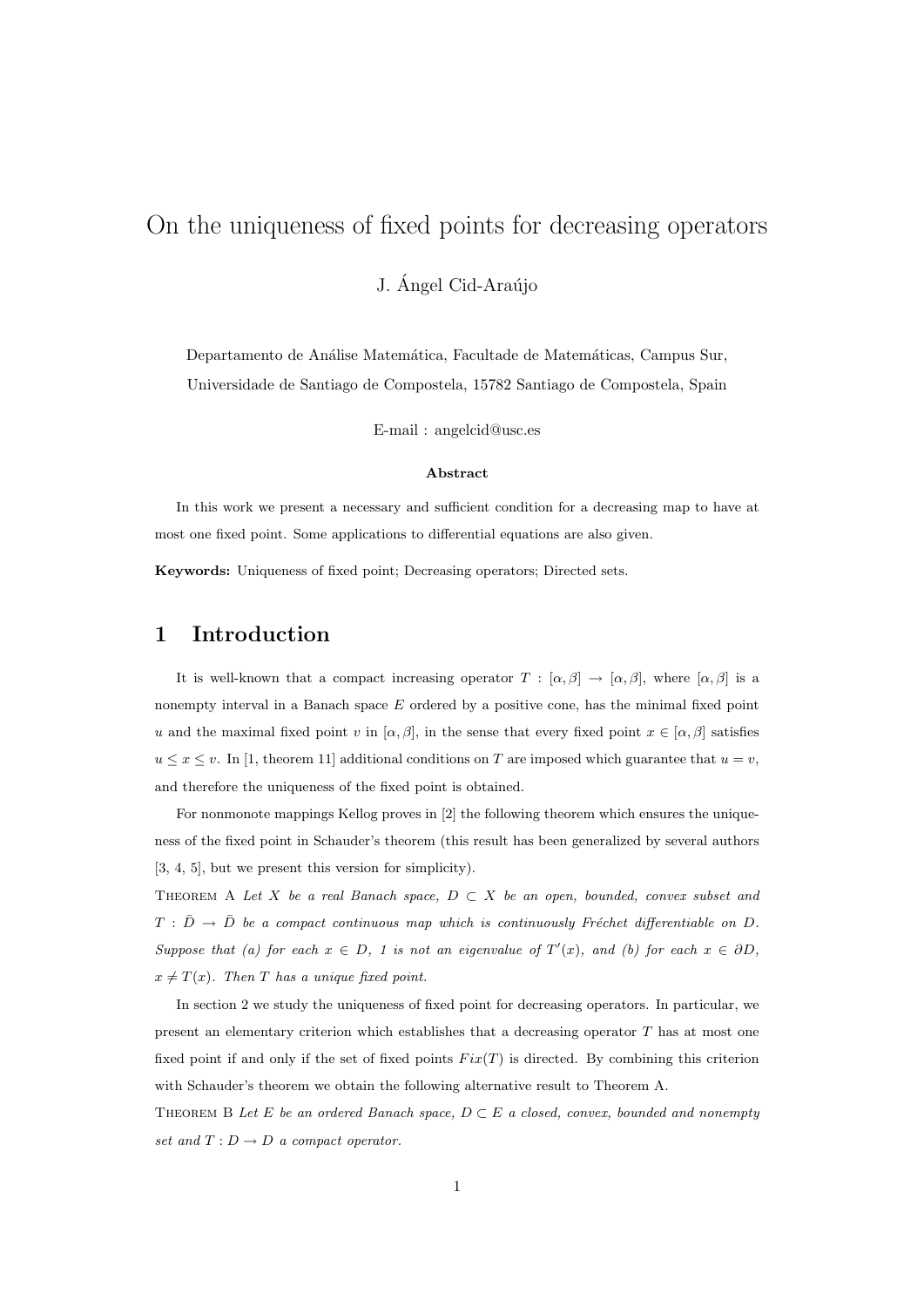# On the uniqueness of fixed points for decreasing operators

J. Ángel Cid-Araújo

Departamento de Análise Matemática, Facultade de Matemáticas, Campus Sur,
Universidade de Santiago de Compostela, 15782 Santiago de Compostela, Spain

E-mail : angelcid@usc.es

**Abstract**

In this work we present a necessary and sufficient condition for a decreasing map to have at most one fixed point. Some applications to differential equations are also given.

**Keywords:** Uniqueness of fixed point; Decreasing operators; Directed sets.

## 1 Introduction

It is well-known that a compact increasing operator $T : [\alpha, \beta] \to [\alpha, \beta]$, where $[\alpha, \beta]$ is a nonempty interval in a Banach space $E$ ordered by a positive cone, has the minimal fixed point $u$ and the maximal fixed point $v$ in $[\alpha, \beta]$, in the sense that every fixed point $x \in [\alpha, \beta]$ satisfies $u \leq x \leq v$. In [1, theorem 11] additional conditions on $T$ are imposed which guarantee that $u = v$, and therefore the uniqueness of the fixed point is obtained.

For nonmonote mappings Kellog proves in [2] the following theorem which ensures the uniqueness of the fixed point in Schauder's theorem (this result has been generalized by several authors [3, 4, 5], but we present this version for simplicity).

Theorem A *Let $X$ be a real Banach space, $D \subset X$ be an open, bounded, convex subset and $T : \bar{D} \to \bar{D}$ be a compact continuous map which is continuously Fréchet differentiable on $D$. Suppose that (a) for each $x \in D$, 1 is not an eigenvalue of $T'(x)$, and (b) for each $x \in \partial D$, $x \neq T(x)$. Then $T$ has a unique fixed point.*

In section 2 we study the uniqueness of fixed point for decreasing operators. In particular, we present an elementary criterion which establishes that a decreasing operator $T$ has at most one fixed point if and only if the set of fixed points $Fix(T)$ is directed. By combining this criterion with Schauder's theorem we obtain the following alternative result to Theorem A.

Theorem B *Let $E$ be an ordered Banach space, $D \subset E$ a closed, convex, bounded and nonempty set and $T : D \to D$ a compact operator.*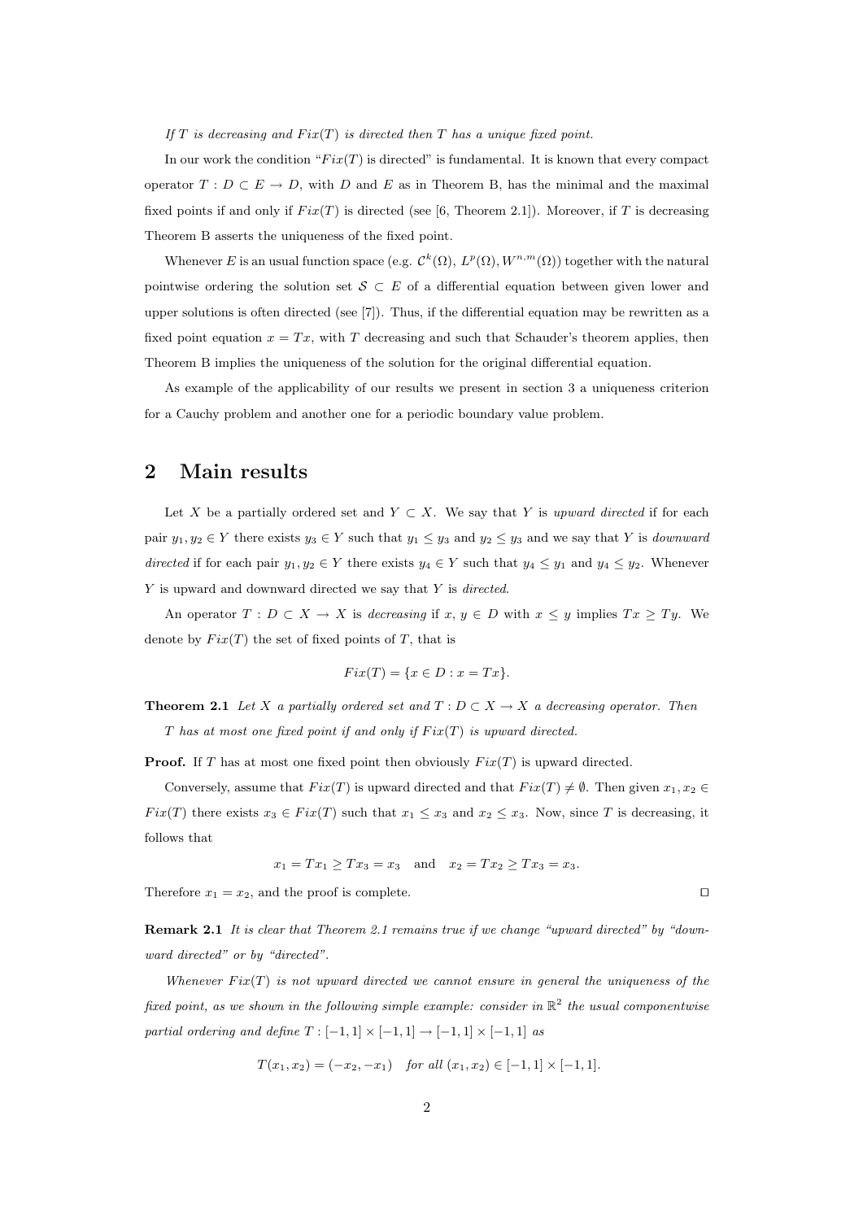*If $T$ is decreasing and $Fix(T)$ is directed then $T$ has a unique fixed point.*

In our work the condition "$Fix(T)$ is directed" is fundamental. It is known that every compact operator $T : D \subset E \to D$, with $D$ and $E$ as in Theorem B, has the minimal and the maximal fixed points if and only if $Fix(T)$ is directed (see [6, Theorem 2.1]). Moreover, if $T$ is decreasing Theorem B asserts the uniqueness of the fixed point.

Whenever $E$ is an usual function space (e.g. $\mathcal{C}^k(\Omega)$, $L^p(\Omega), W^{n,m}(\Omega)$) together with the natural pointwise ordering the solution set $\mathcal{S} \subset E$ of a differential equation between given lower and upper solutions is often directed (see [7]). Thus, if the differential equation may be rewritten as a fixed point equation $x = Tx$, with $T$ decreasing and such that Schauder's theorem applies, then Theorem B implies the uniqueness of the solution for the original differential equation.

As example of the applicability of our results we present in section 3 a uniqueness criterion for a Cauchy problem and another one for a periodic boundary value problem.

## 2 Main results

Let $X$ be a partially ordered set and $Y \subset X$. We say that $Y$ is *upward directed* if for each pair $y_1, y_2 \in Y$ there exists $y_3 \in Y$ such that $y_1 \leq y_3$ and $y_2 \leq y_3$ and we say that $Y$ is *downward directed* if for each pair $y_1, y_2 \in Y$ there exists $y_4 \in Y$ such that $y_4 \leq y_1$ and $y_4 \leq y_2$. Whenever $Y$ is upward and downward directed we say that $Y$ is *directed*.

An operator $T : D \subset X \to X$ is *decreasing* if $x, y \in D$ with $x \leq y$ implies $Tx \geq Ty$. We denote by $Fix(T)$ the set of fixed points of $T$, that is

$$Fix(T) = \{x \in D : x = Tx\}.$$

**Theorem 2.1** *Let $X$ a partially ordered set and $T : D \subset X \to X$ a decreasing operator. Then $T$ has at most one fixed point if and only if $Fix(T)$ is upward directed.*

**Proof.** If $T$ has at most one fixed point then obviously $Fix(T)$ is upward directed.

Conversely, assume that $Fix(T)$ is upward directed and that $Fix(T) \neq \emptyset$. Then given $x_1, x_2 \in Fix(T)$ there exists $x_3 \in Fix(T)$ such that $x_1 \leq x_3$ and $x_2 \leq x_3$. Now, since $T$ is decreasing, it follows that

$$x_1 = Tx_1 \geq Tx_3 = x_3 \quad \text{and} \quad x_2 = Tx_2 \geq Tx_3 = x_3.$$

Therefore $x_1 = x_2$, and the proof is complete. $\square$

**Remark 2.1** *It is clear that Theorem 2.1 remains true if we change "upward directed" by "downward directed" or by "directed".*

*Whenever $Fix(T)$ is not upward directed we cannot ensure in general the uniqueness of the fixed point, as we shown in the following simple example: consider in $\mathbb{R}^2$ the usual componentwise partial ordering and define $T : [-1, 1] \times [-1, 1] \to [-1, 1] \times [-1, 1]$ as*

$$T(x_1, x_2) = (-x_2, -x_1) \quad \textit{for all } (x_1, x_2) \in [-1, 1] \times [-1, 1].$$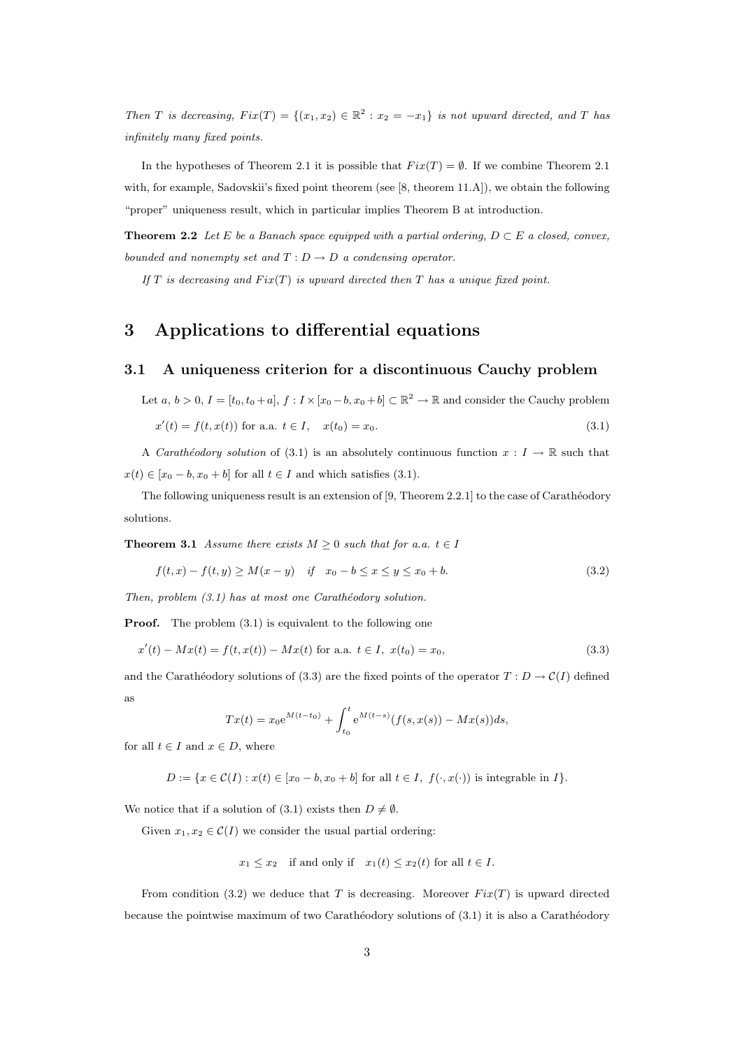*Then $T$ is decreasing, $Fix(T) = \{(x_1, x_2) \in \mathbb{R}^2 : x_2 = -x_1\}$ is not upward directed, and $T$ has infinitely many fixed points.*

In the hypotheses of Theorem 2.1 it is possible that $Fix(T) = \emptyset$. If we combine Theorem 2.1 with, for example, Sadovskii's fixed point theorem (see [8, theorem 11.A]), we obtain the following "proper" uniqueness result, which in particular implies Theorem B at introduction.

**Theorem 2.2** *Let $E$ be a Banach space equipped with a partial ordering, $D \subset E$ a closed, convex, bounded and nonempty set and $T : D \to D$ a condensing operator.*

*If $T$ is decreasing and $Fix(T)$ is upward directed then $T$ has a unique fixed point.*

# 3 Applications to differential equations

## 3.1 A uniqueness criterion for a discontinuous Cauchy problem

Let $a$, $b > 0$, $I = [t_0, t_0 + a]$, $f : I \times [x_0 - b, x_0 + b] \subset \mathbb{R}^2 \to \mathbb{R}$ and consider the Cauchy problem

$$x'(t) = f(t, x(t)) \text{ for a.a. } t \in I, \quad x(t_0) = x_0. \tag{3.1}$$

A *Carathéodory solution* of (3.1) is an absolutely continuous function $x : I \to \mathbb{R}$ such that $x(t) \in [x_0 - b, x_0 + b]$ for all $t \in I$ and which satisfies (3.1).

The following uniqueness result is an extension of [9, Theorem 2.2.1] to the case of Carathéodory solutions.

**Theorem 3.1** *Assume there exists $M \geq 0$ such that for a.a. $t \in I$*

$$f(t, x) - f(t, y) \geq M(x - y) \quad \text{if} \quad x_0 - b \leq x \leq y \leq x_0 + b. \tag{3.2}$$

*Then, problem (3.1) has at most one Carathéodory solution.*

**Proof.** The problem (3.1) is equivalent to the following one

$$x'(t) - Mx(t) = f(t, x(t)) - Mx(t) \text{ for a.a. } t \in I, \ x(t_0) = x_0, \tag{3.3}$$

and the Carathéodory solutions of (3.3) are the fixed points of the operator $T : D \to \mathcal{C}(I)$ defined as

$$Tx(t) = x_0 \mathrm{e}^{M(t-t_0)} + \int_{t_0}^{t} \mathrm{e}^{M(t-s)} (f(s, x(s)) - Mx(s)) ds,$$

for all $t \in I$ and $x \in D$, where

$$D := \{x \in \mathcal{C}(I) : x(t) \in [x_0 - b, x_0 + b] \text{ for all } t \in I, \ f(\cdot, x(\cdot)) \text{ is integrable in } I\}.$$

We notice that if a solution of (3.1) exists then $D \neq \emptyset$.

Given $x_1, x_2 \in \mathcal{C}(I)$ we consider the usual partial ordering:

$$x_1 \leq x_2 \quad \text{if and only if} \quad x_1(t) \leq x_2(t) \text{ for all } t \in I.$$

From condition (3.2) we deduce that $T$ is decreasing. Moreover $Fix(T)$ is upward directed because the pointwise maximum of two Carathéodory solutions of (3.1) it is also a Carathéodory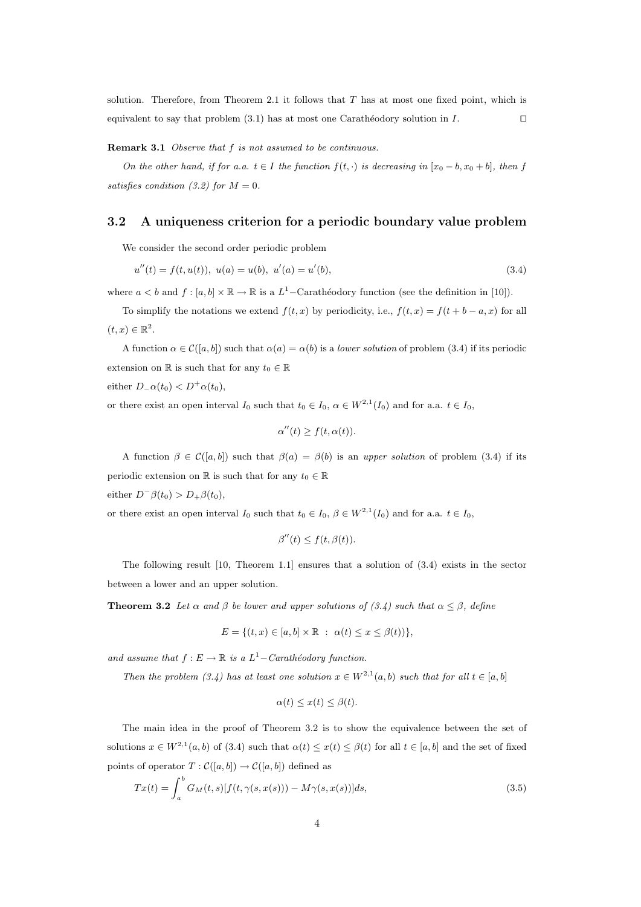solution. Therefore, from Theorem 2.1 it follows that $T$ has at most one fixed point, which is equivalent to say that problem (3.1) has at most one Carathéodory solution in $I$. $\square$

**Remark 3.1** *Observe that $f$ is not assumed to be continuous.*

*On the other hand, if for a.a. $t \in I$ the function $f(t, \cdot)$ is decreasing in $[x_0 - b, x_0 + b]$, then $f$ satisfies condition (3.2) for $M = 0$.*

## 3.2 A uniqueness criterion for a periodic boundary value problem

We consider the second order periodic problem

$$u''(t) = f(t, u(t)), \; u(a) = u(b), \; u'(a) = u'(b), \tag{3.4}$$

where $a < b$ and $f : [a, b] \times \mathbb{R} \to \mathbb{R}$ is a $L^1-$Carathéodory function (see the definition in [10]).

To simplify the notations we extend $f(t, x)$ by periodicity, i.e., $f(t, x) = f(t + b - a, x)$ for all $(t, x) \in \mathbb{R}^2$.

A function $\alpha \in \mathcal{C}([a, b])$ such that $\alpha(a) = \alpha(b)$ is a *lower solution* of problem (3.4) if its periodic extension on $\mathbb{R}$ is such that for any $t_0 \in \mathbb{R}$

either $D_-\alpha(t_0) < D^+\alpha(t_0)$,

or there exist an open interval $I_0$ such that $t_0 \in I_0$, $\alpha \in W^{2,1}(I_0)$ and for a.a. $t \in I_0$,

$$\alpha''(t) \geq f(t, \alpha(t)).$$

A function $\beta \in \mathcal{C}([a, b])$ such that $\beta(a) = \beta(b)$ is an *upper solution* of problem (3.4) if its periodic extension on $\mathbb{R}$ is such that for any $t_0 \in \mathbb{R}$

either $D^-\beta(t_0) > D_+\beta(t_0)$,

or there exist an open interval $I_0$ such that $t_0 \in I_0$, $\beta \in W^{2,1}(I_0)$ and for a.a. $t \in I_0$,

$$\beta''(t) \leq f(t, \beta(t)).$$

The following result [10, Theorem 1.1] ensures that a solution of (3.4) exists in the sector between a lower and an upper solution.

**Theorem 3.2** *Let $\alpha$ and $\beta$ be lower and upper solutions of (3.4) such that $\alpha \leq \beta$, define*

$$E = \{(t, x) \in [a, b] \times \mathbb{R} \;:\; \alpha(t) \leq x \leq \beta(t))\},$$

*and assume that $f : E \to \mathbb{R}$ is a $L^1-$Carathéodory function.*

*Then the problem (3.4) has at least one solution $x \in W^{2,1}(a, b)$ such that for all $t \in [a, b]$*

$$\alpha(t) \leq x(t) \leq \beta(t).$$

The main idea in the proof of Theorem 3.2 is to show the equivalence between the set of solutions $x \in W^{2,1}(a, b)$ of (3.4) such that $\alpha(t) \leq x(t) \leq \beta(t)$ for all $t \in [a, b]$ and the set of fixed points of operator $T : \mathcal{C}([a, b]) \to \mathcal{C}([a, b])$ defined as

$$Tx(t) = \int_a^b G_M(t, s)[f(t, \gamma(s, x(s))) - M\gamma(s, x(s))]ds, \tag{3.5}$$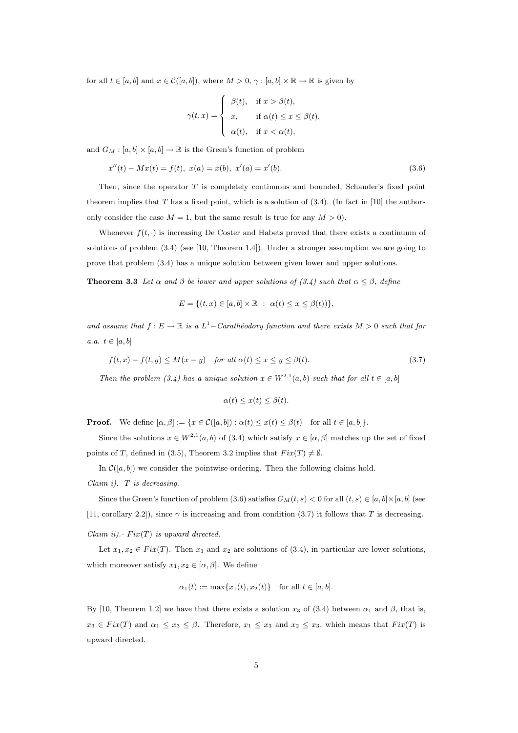for all $t \in [a,b]$ and $x \in \mathcal{C}([a,b])$, where $M > 0$, $\gamma : [a,b] \times \mathbb{R} \to \mathbb{R}$ is given by

$$\gamma(t,x) = \begin{cases} \beta(t), & \text{if } x > \beta(t), \\ x, & \text{if } \alpha(t) \le x \le \beta(t), \\ \alpha(t), & \text{if } x < \alpha(t), \end{cases}$$

and $G_M : [a,b] \times [a,b] \to \mathbb{R}$ is the Green's function of problem

$$x''(t) - Mx(t) = f(t), \; x(a) = x(b), \; x'(a) = x'(b). \tag{3.6}$$

Then, since the operator $T$ is completely continuous and bounded, Schauder's fixed point theorem implies that $T$ has a fixed point, which is a solution of (3.4). (In fact in [10] the authors only consider the case $M = 1$, but the same result is true for any $M > 0$).

Whenever $f(t,\cdot)$ is increasing De Coster and Habets proved that there exists a continuum of solutions of problem (3.4) (see [10, Theorem 1.4]). Under a stronger assumption we are going to prove that problem (3.4) has a unique solution between given lower and upper solutions.

**Theorem 3.3** *Let $\alpha$ and $\beta$ be lower and upper solutions of (3.4) such that $\alpha \le \beta$, define*

$$E = \{(t,x) \in [a,b] \times \mathbb{R} \; : \; \alpha(t) \le x \le \beta(t))\},$$

*and assume that $f : E \to \mathbb{R}$ is a $L^1-$Carathéodory function and there exists $M > 0$ such that for a.a. $t \in [a,b]$*

$$f(t,x) - f(t,y) \le M(x-y) \quad \textit{for all } \alpha(t) \le x \le y \le \beta(t). \tag{3.7}$$

*Then the problem (3.4) has a unique solution $x \in W^{2,1}(a,b)$ such that for all $t \in [a,b]$*

$$\alpha(t) \le x(t) \le \beta(t).$$

**Proof.** We define $[\alpha,\beta] := \{x \in \mathcal{C}([a,b]) : \alpha(t) \le x(t) \le \beta(t) \quad \text{for all } t \in [a,b]\}$.

Since the solutions $x \in W^{2,1}(a,b)$ of (3.4) which satisfy $x \in [\alpha,\beta]$ matches up the set of fixed points of $T$, defined in (3.5), Theorem 3.2 implies that $Fix(T) \neq \emptyset$.

In $\mathcal{C}([a,b])$ we consider the pointwise ordering. Then the following claims hold.

*Claim i).- $T$ is decreasing.*

Since the Green's function of problem (3.6) satisfies $G_M(t,s) < 0$ for all $(t,s) \in [a,b] \times [a,b]$ (see [11, corollary 2.2]), since $\gamma$ is increasing and from condition (3.7) it follows that $T$ is decreasing.

*Claim ii).- $Fix(T)$ is upward directed.*

Let $x_1, x_2 \in Fix(T)$. Then $x_1$ and $x_2$ are solutions of (3.4), in particular are lower solutions, which moreover satisfy $x_1, x_2 \in [\alpha,\beta]$. We define

$$\alpha_1(t) := \max\{x_1(t), x_2(t)\} \quad \text{for all } t \in [a,b].$$

By [10, Theorem 1.2] we have that there exists a solution $x_3$ of (3.4) between $\alpha_1$ and $\beta$, that is, $x_3 \in Fix(T)$ and $\alpha_1 \le x_3 \le \beta$. Therefore, $x_1 \le x_3$ and $x_2 \le x_3$, which means that $Fix(T)$ is upward directed.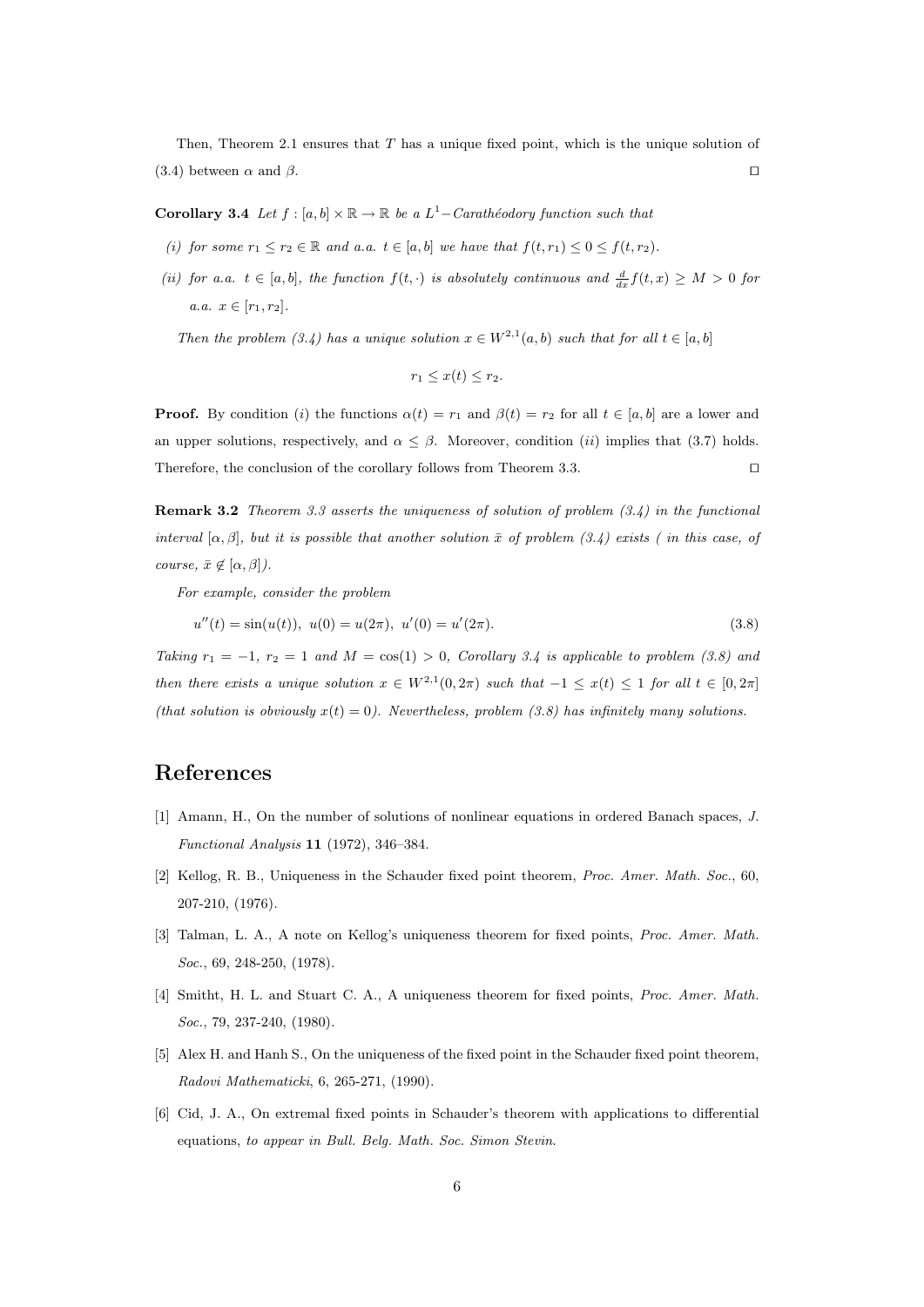Then, Theorem 2.1 ensures that $T$ has a unique fixed point, which is the unique solution of (3.4) between $\alpha$ and $\beta$. $\square$

**Corollary 3.4** *Let $f : [a, b] \times \mathbb{R} \to \mathbb{R}$ be a $L^1-$Carathéodory function such that*

*(i) for some $r_1 \leq r_2 \in \mathbb{R}$ and a.a. $t \in [a, b]$ we have that $f(t, r_1) \leq 0 \leq f(t, r_2)$.*

*(ii) for a.a. $t \in [a, b]$, the function $f(t, \cdot)$ is absolutely continuous and $\frac{d}{dx} f(t, x) \geq M > 0$ for a.a. $x \in [r_1, r_2]$.*

*Then the problem (3.4) has a unique solution $x \in W^{2,1}(a, b)$ such that for all $t \in [a, b]$*

$$r_1 \leq x(t) \leq r_2.$$

**Proof.** By condition $(i)$ the functions $\alpha(t) = r_1$ and $\beta(t) = r_2$ for all $t \in [a, b]$ are a lower and an upper solutions, respectively, and $\alpha \leq \beta$. Moreover, condition $(ii)$ implies that (3.7) holds. Therefore, the conclusion of the corollary follows from Theorem 3.3. $\square$

**Remark 3.2** *Theorem 3.3 asserts the uniqueness of solution of problem (3.4) in the functional interval $[\alpha, \beta]$, but it is possible that another solution $\bar{x}$ of problem (3.4) exists ( in this case, of course, $\bar{x} \notin [\alpha, \beta]$).*

*For example, consider the problem*

$$u''(t) = \sin(u(t)), \; u(0) = u(2\pi), \; u'(0) = u'(2\pi). \tag{3.8}$$

*Taking $r_1 = -1$, $r_2 = 1$ and $M = \cos(1) > 0$, Corollary 3.4 is applicable to problem (3.8) and then there exists a unique solution $x \in W^{2,1}(0, 2\pi)$ such that $-1 \leq x(t) \leq 1$ for all $t \in [0, 2\pi]$ (that solution is obviously $x(t) = 0$). Nevertheless, problem (3.8) has infinitely many solutions.*

# References

[1] Amann, H., On the number of solutions of nonlinear equations in ordered Banach spaces, *J. Functional Analysis* **11** (1972), 346–384.

[2] Kellog, R. B., Uniqueness in the Schauder fixed point theorem, *Proc. Amer. Math. Soc.*, 60, 207-210, (1976).

[3] Talman, L. A., A note on Kellog's uniqueness theorem for fixed points, *Proc. Amer. Math. Soc.*, 69, 248-250, (1978).

[4] Smitht, H. L. and Stuart C. A., A uniqueness theorem for fixed points, *Proc. Amer. Math. Soc.*, 79, 237-240, (1980).

[5] Alex H. and Hanh S., On the uniqueness of the fixed point in the Schauder fixed point theorem, *Radovi Mathematicki*, 6, 265-271, (1990).

[6] Cid, J. A., On extremal fixed points in Schauder's theorem with applications to differential equations, *to appear in Bull. Belg. Math. Soc. Simon Stevin*.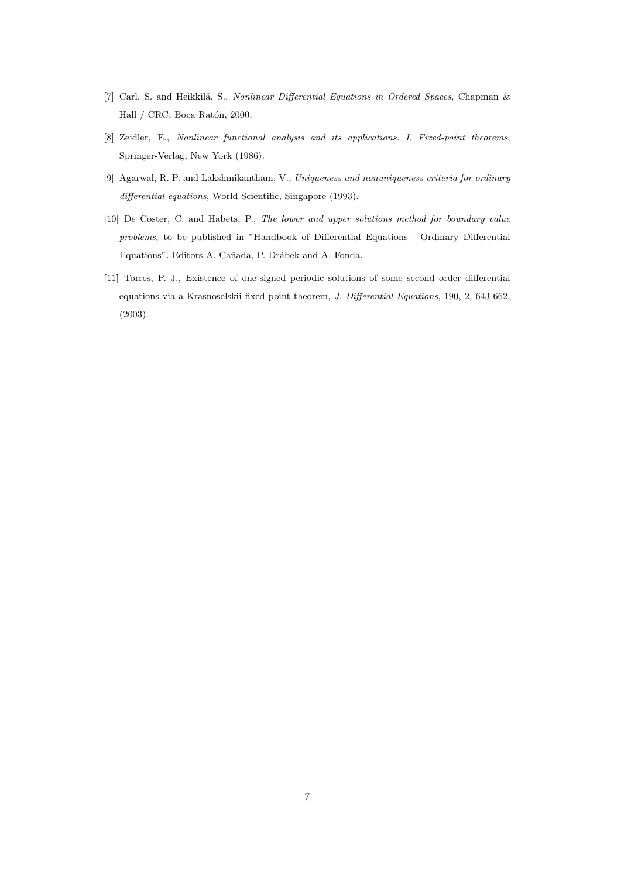[7] Carl, S. and Heikkilä, S., *Nonlinear Differential Equations in Ordered Spaces*, Chapman & Hall / CRC, Boca Ratón, 2000.

[8] Zeidler, E., *Nonlinear functional analysis and its applications. I. Fixed-point theorems*, Springer-Verlag, New York (1986).

[9] Agarwal, R. P. and Lakshmikantham, V., *Uniqueness and nonuniqueness criteria for ordinary differential equations*, World Scientific, Singapore (1993).

[10] De Coster, C. and Habets, P., *The lower and upper solutions method for boundary value problems*, to be published in "Handbook of Differential Equations - Ordinary Differential Equations". Editors A. Cañada, P. Drábek and A. Fonda.

[11] Torres, P. J., Existence of one-signed periodic solutions of some second order differential equations via a Krasnoselskii fixed point theorem, *J. Differential Equations*, 190, 2, 643-662, (2003).